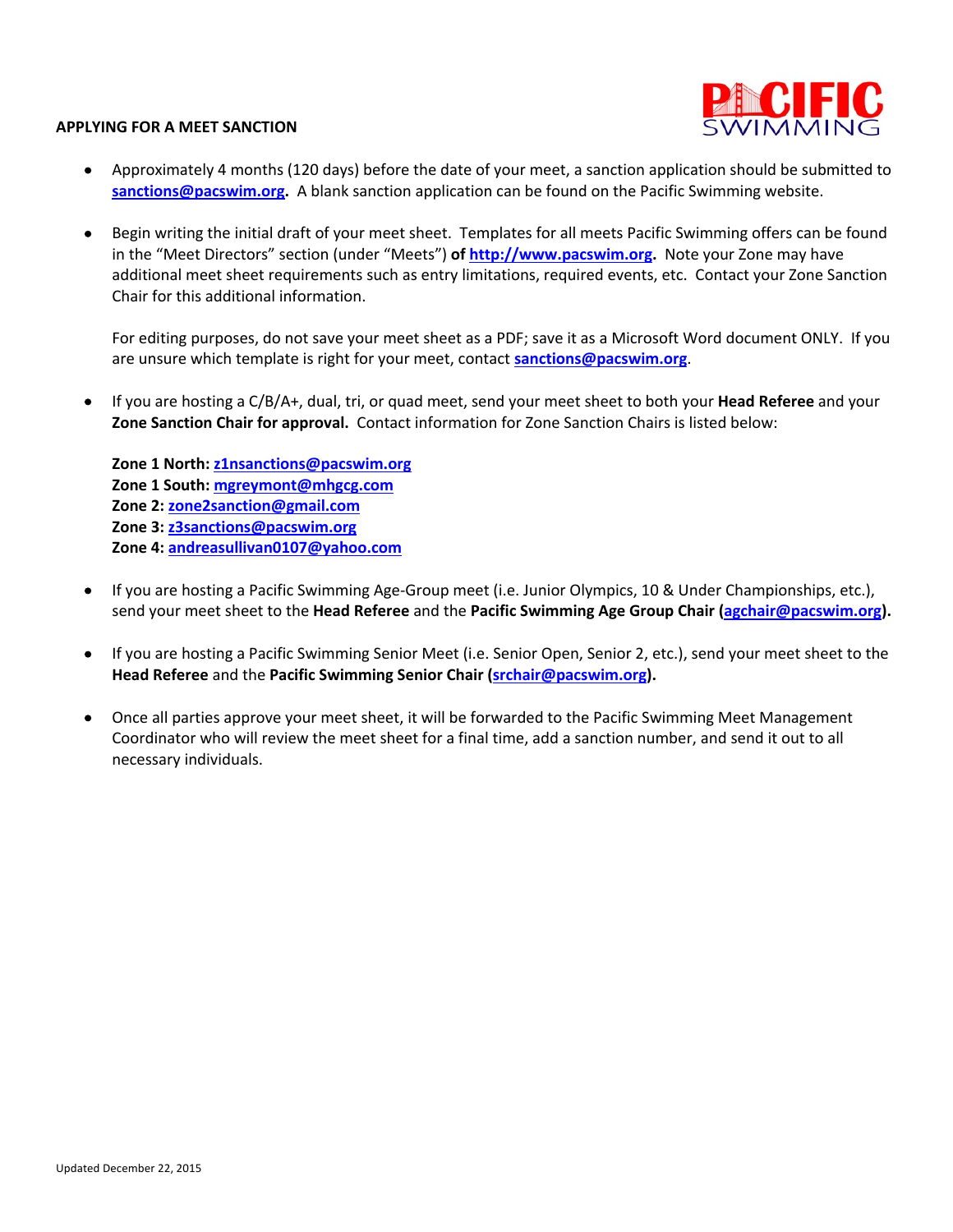## APPLYING FOR A MEET SANCTION

- Approximately 4 months (120 days) before the date of your meet, a sanction application should be submitted to **sanctions@pacswim.org.** A blank sanction application can be found on the Pacific Swimming website.

- Begin writing the initial draft of your meet sheet. Templates for all meets Pacific Swimming offers can be found in the "Meet Directors" section (under "Meets") **of http://www.pacswim.org.** Note your Zone may have additional meet sheet requirements such as entry limitations, required events, etc. Contact your Zone Sanction Chair for this additional information.

  For editing purposes, do not save your meet sheet as a PDF; save it as a Microsoft Word document ONLY. If you are unsure which template is right for your meet, contact **sanctions@pacswim.org**.

- If you are hosting a C/B/A+, dual, tri, or quad meet, send your meet sheet to both your **Head Referee** and your **Zone Sanction Chair for approval.** Contact information for Zone Sanction Chairs is listed below:

  **Zone 1 North: z1nsanctions@pacswim.org**
  **Zone 1 South: mgreymont@mhgcg.com**
  **Zone 2: zone2sanction@gmail.com**
  **Zone 3: z3sanctions@pacswim.org**
  **Zone 4: andreasullivan0107@yahoo.com**

- If you are hosting a Pacific Swimming Age-Group meet (i.e. Junior Olympics, 10 & Under Championships, etc.), send your meet sheet to the **Head Referee** and the **Pacific Swimming Age Group Chair (agchair@pacswim.org).**

- If you are hosting a Pacific Swimming Senior Meet (i.e. Senior Open, Senior 2, etc.), send your meet sheet to the **Head Referee** and the **Pacific Swimming Senior Chair (srchair@pacswim.org).**

- Once all parties approve your meet sheet, it will be forwarded to the Pacific Swimming Meet Management Coordinator who will review the meet sheet for a final time, add a sanction number, and send it out to all necessary individuals.

Updated December 22, 2015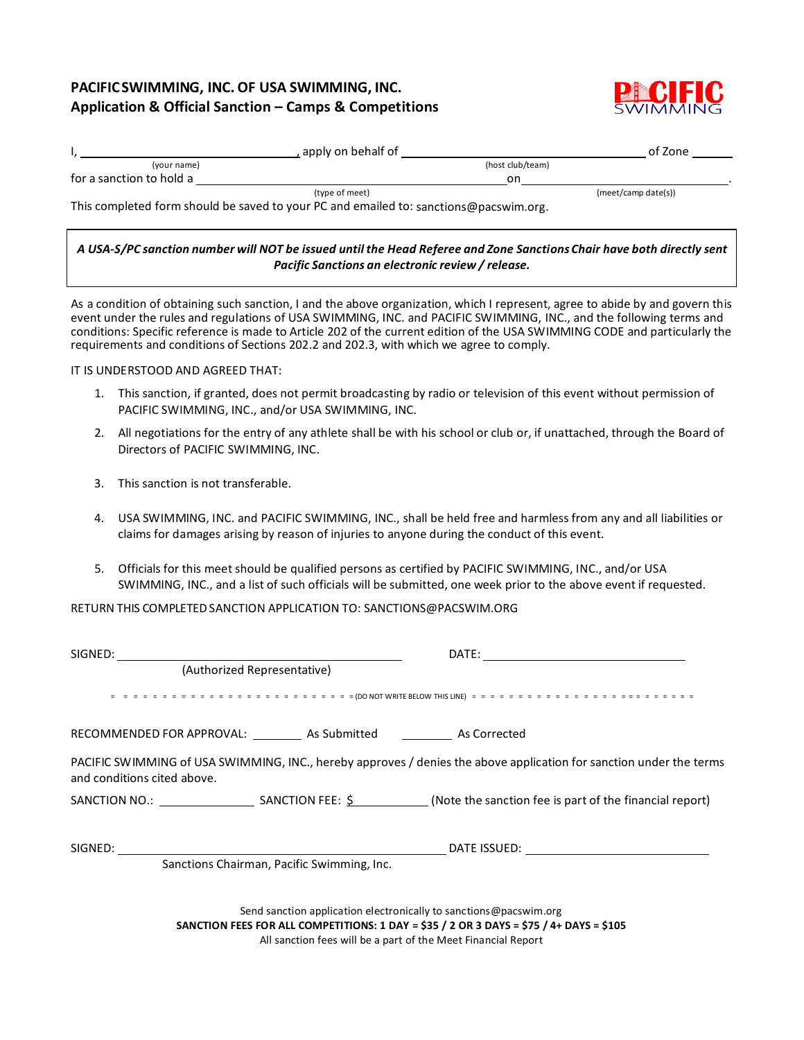**PACIFIC SWIMMING, INC. OF USA SWIMMING, INC.**
**Application & Official Sanction – Camps & Competitions**

I, ______________________________ , apply on behalf of ______________________________ of Zone ______
(your name) (host club/team)

for a sanction to hold a ______________________________ on ______________________________.
(type of meet) (meet/camp date(s))

This completed form should be saved to your PC and emailed to: sanctions@pacswim.org.

> ***A USA-S/PC sanction number will NOT be issued until the Head Referee and Zone Sanctions Chair have both directly sent Pacific Sanctions an electronic review / release.***

As a condition of obtaining such sanction, I and the above organization, which I represent, agree to abide by and govern this event under the rules and regulations of USA SWIMMING, INC. and PACIFIC SWIMMING, INC., and the following terms and conditions: Specific reference is made to Article 202 of the current edition of the USA SWIMMING CODE and particularly the requirements and conditions of Sections 202.2 and 202.3, with which we agree to comply.

IT IS UNDERSTOOD AND AGREED THAT:

1. This sanction, if granted, does not permit broadcasting by radio or television of this event without permission of PACIFIC SWIMMING, INC., and/or USA SWIMMING, INC.
2. All negotiations for the entry of any athlete shall be with his school or club or, if unattached, through the Board of Directors of PACIFIC SWIMMING, INC.
3. This sanction is not transferable.
4. USA SWIMMING, INC. and PACIFIC SWIMMING, INC., shall be held free and harmless from any and all liabilities or claims for damages arising by reason of injuries to anyone during the conduct of this event.
5. Officials for this meet should be qualified persons as certified by PACIFIC SWIMMING, INC., and/or USA SWIMMING, INC., and a list of such officials will be submitted, one week prior to the above event if requested.

RETURN THIS COMPLETED SANCTION APPLICATION TO: SANCTIONS@PACSWIM.ORG

SIGNED: ______________________________ DATE: ______________________________
(Authorized Representative)

= = = = = = = = = = = = = = = = = = = = = = = = = (DO NOT WRITE BELOW THIS LINE) = = = = = = = = = = = = = = = = = = = = = = = =

RECOMMENDED FOR APPROVAL: ________ As Submitted ________ As Corrected

PACIFIC SWIMMING of USA SWIMMING, INC., hereby approves / denies the above application for sanction under the terms and conditions cited above.

SANCTION NO.: ______________ SANCTION FEE: $ ____________ (Note the sanction fee is part of the financial report)

SIGNED: ______________________________ DATE ISSUED: ______________________________
Sanctions Chairman, Pacific Swimming, Inc.

Send sanction application electronically to sanctions@pacswim.org

**SANCTION FEES FOR ALL COMPETITIONS: 1 DAY = $35 / 2 OR 3 DAYS = $75 / 4+ DAYS = $105**

All sanction fees will be a part of the Meet Financial Report